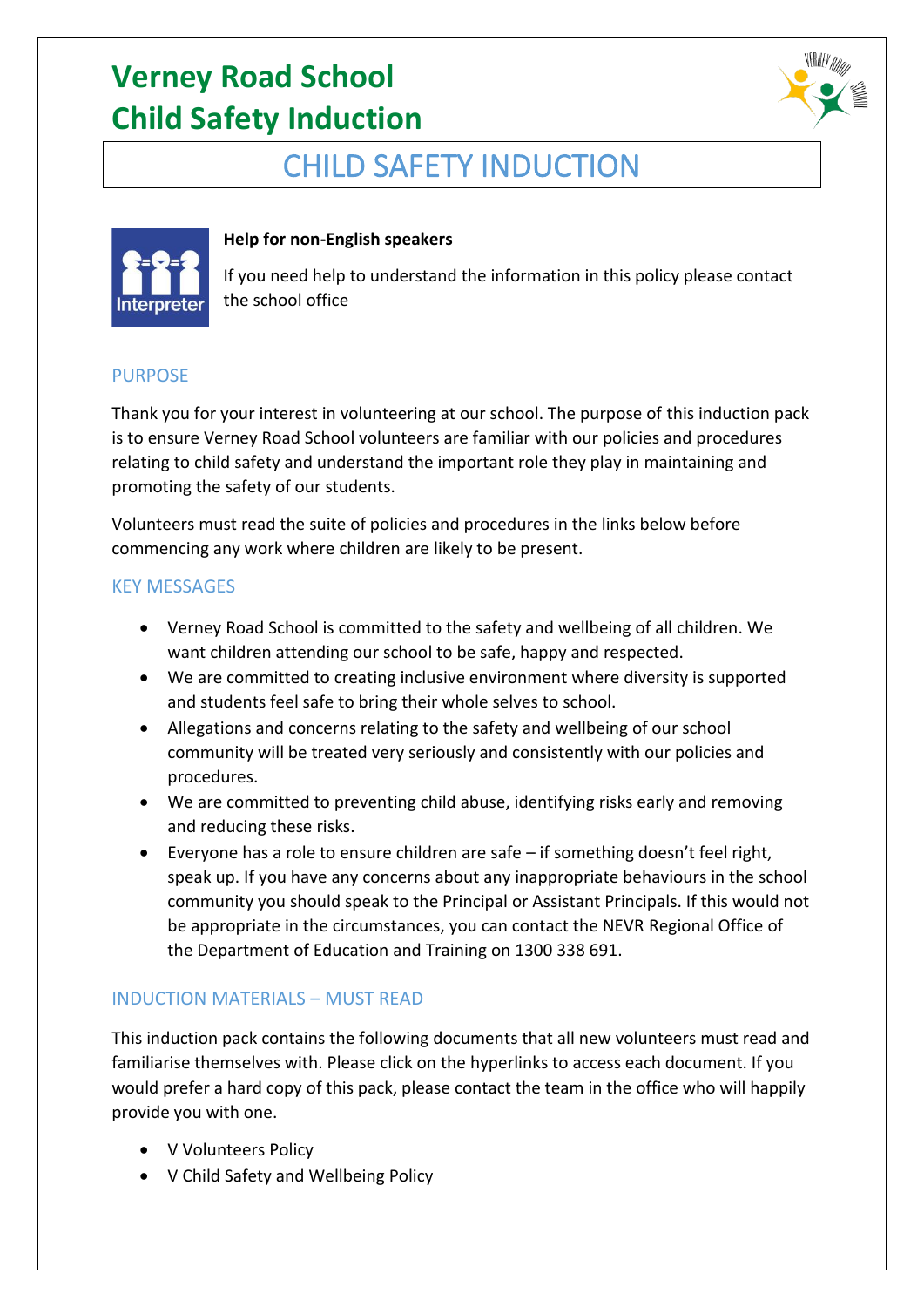# Verney Road School
# Child Safety Induction

## CHILD SAFETY INDUCTION

**Help for non-English speakers**

If you need help to understand the information in this policy please contact the school office

### PURPOSE

Thank you for your interest in volunteering at our school. The purpose of this induction pack is to ensure Verney Road School volunteers are familiar with our policies and procedures relating to child safety and understand the important role they play in maintaining and promoting the safety of our students.

Volunteers must read the suite of policies and procedures in the links below before commencing any work where children are likely to be present.

### KEY MESSAGES

- Verney Road School is committed to the safety and wellbeing of all children. We want children attending our school to be safe, happy and respected.
- We are committed to creating inclusive environment where diversity is supported and students feel safe to bring their whole selves to school.
- Allegations and concerns relating to the safety and wellbeing of our school community will be treated very seriously and consistently with our policies and procedures.
- We are committed to preventing child abuse, identifying risks early and removing and reducing these risks.
- Everyone has a role to ensure children are safe – if something doesn't feel right, speak up. If you have any concerns about any inappropriate behaviours in the school community you should speak to the Principal or Assistant Principals. If this would not be appropriate in the circumstances, you can contact the NEVR Regional Office of the Department of Education and Training on 1300 338 691.

### INDUCTION MATERIALS – MUST READ

This induction pack contains the following documents that all new volunteers must read and familiarise themselves with. Please click on the hyperlinks to access each document. If you would prefer a hard copy of this pack, please contact the team in the office who will happily provide you with one.

- V Volunteers Policy
- V Child Safety and Wellbeing Policy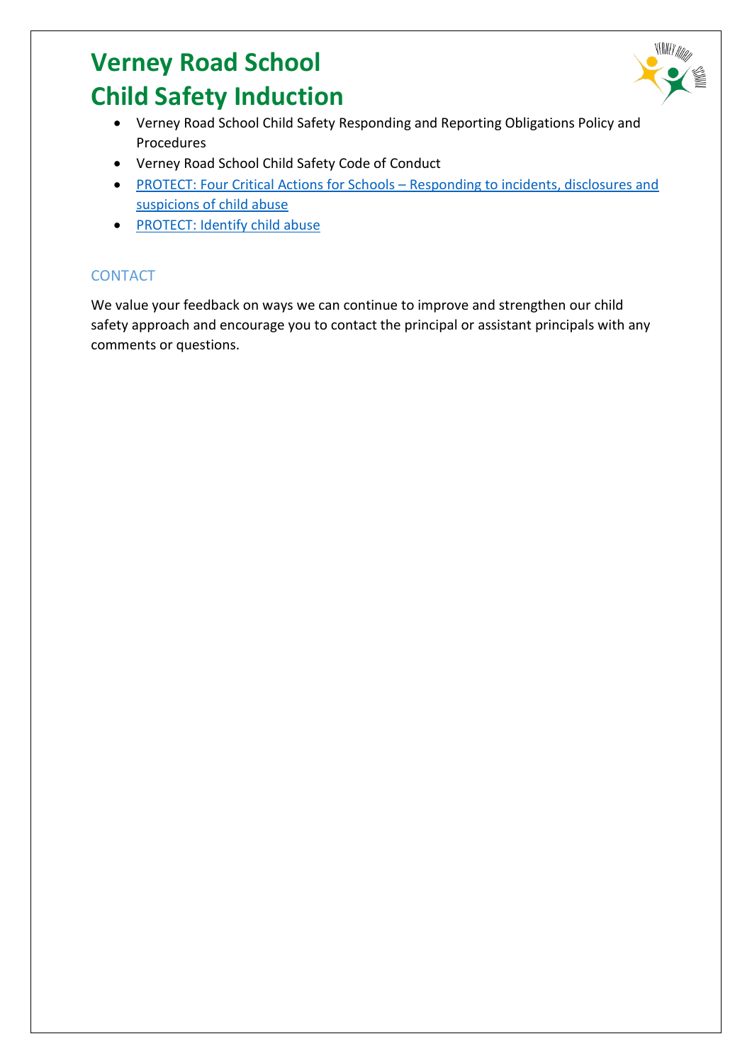# Verney Road School
# Child Safety Induction

- Verney Road School Child Safety Responding and Reporting Obligations Policy and Procedures
- Verney Road School Child Safety Code of Conduct
- PROTECT: Four Critical Actions for Schools – Responding to incidents, disclosures and suspicions of child abuse
- PROTECT: Identify child abuse

## CONTACT

We value your feedback on ways we can continue to improve and strengthen our child safety approach and encourage you to contact the principal or assistant principals with any comments or questions.